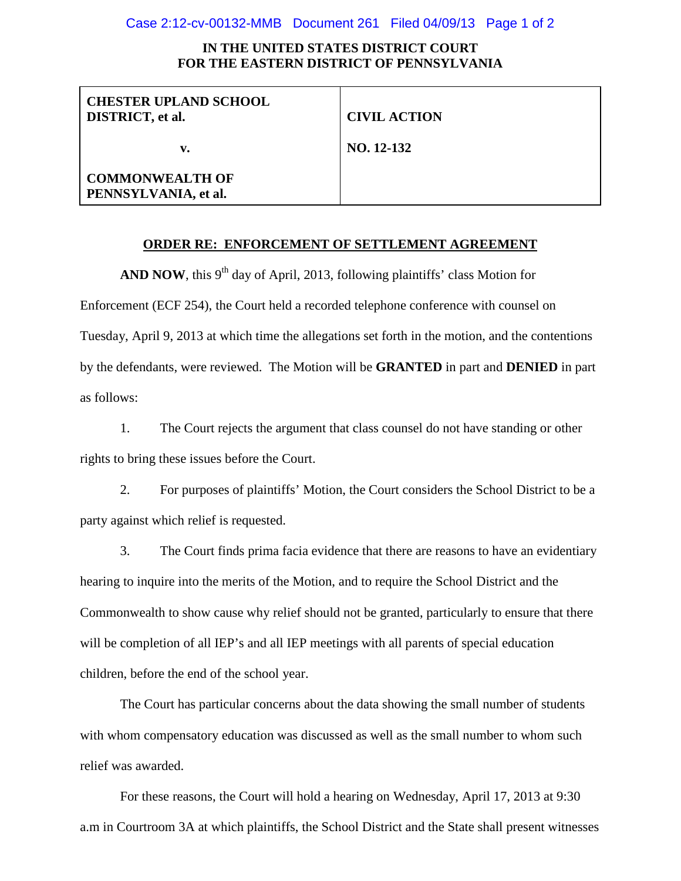# IN THE UNITED STATES DISTRICT COURT FOR THE EASTERN DISTRICT OF PENNSYLVANIA

| | |
|---|---|
| **CHESTER UPLAND SCHOOL DISTRICT, et al.** | **CIVIL ACTION** |
| **v.** | **NO. 12-132** |
| **COMMONWEALTH OF PENNSYLVANIA, et al.** | |

## ORDER RE: ENFORCEMENT OF SETTLEMENT AGREEMENT

**AND NOW**, this 9th day of April, 2013, following plaintiffs' class Motion for Enforcement (ECF 254), the Court held a recorded telephone conference with counsel on Tuesday, April 9, 2013 at which time the allegations set forth in the motion, and the contentions by the defendants, were reviewed. The Motion will be **GRANTED** in part and **DENIED** in part as follows:

1. The Court rejects the argument that class counsel do not have standing or other rights to bring these issues before the Court.

2. For purposes of plaintiffs' Motion, the Court considers the School District to be a party against which relief is requested.

3. The Court finds prima facia evidence that there are reasons to have an evidentiary hearing to inquire into the merits of the Motion, and to require the School District and the Commonwealth to show cause why relief should not be granted, particularly to ensure that there will be completion of all IEP's and all IEP meetings with all parents of special education children, before the end of the school year.

The Court has particular concerns about the data showing the small number of students with whom compensatory education was discussed as well as the small number to whom such relief was awarded.

For these reasons, the Court will hold a hearing on Wednesday, April 17, 2013 at 9:30 a.m in Courtroom 3A at which plaintiffs, the School District and the State shall present witnesses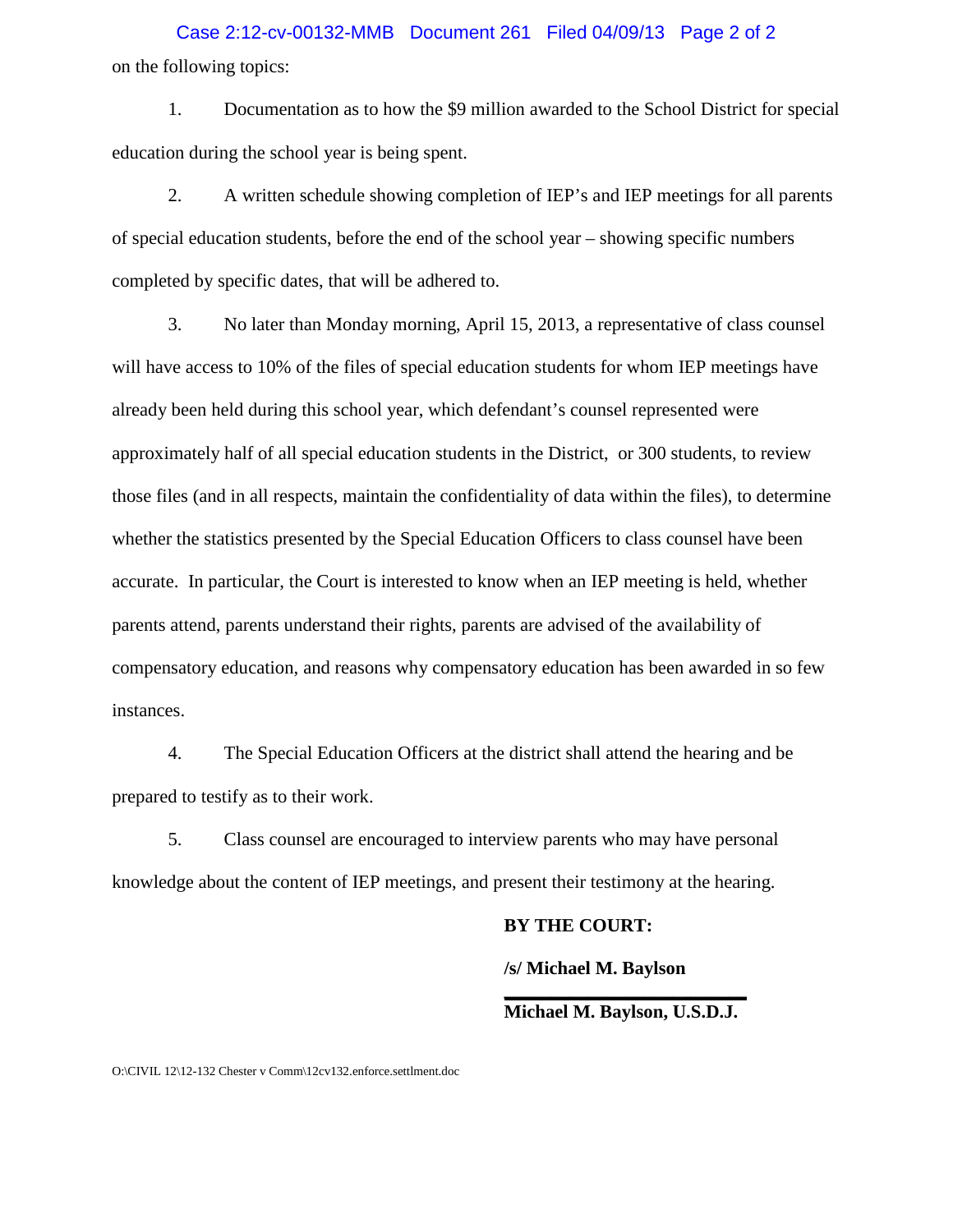on the following topics:

1. Documentation as to how the $9 million awarded to the School District for special education during the school year is being spent.

2. A written schedule showing completion of IEP's and IEP meetings for all parents of special education students, before the end of the school year – showing specific numbers completed by specific dates, that will be adhered to.

3. No later than Monday morning, April 15, 2013, a representative of class counsel will have access to 10% of the files of special education students for whom IEP meetings have already been held during this school year, which defendant's counsel represented were approximately half of all special education students in the District, or 300 students, to review those files (and in all respects, maintain the confidentiality of data within the files), to determine whether the statistics presented by the Special Education Officers to class counsel have been accurate. In particular, the Court is interested to know when an IEP meeting is held, whether parents attend, parents understand their rights, parents are advised of the availability of compensatory education, and reasons why compensatory education has been awarded in so few instances.

4. The Special Education Officers at the district shall attend the hearing and be prepared to testify as to their work.

5. Class counsel are encouraged to interview parents who may have personal knowledge about the content of IEP meetings, and present their testimony at the hearing.

**BY THE COURT:**

**/s/ Michael M. Baylson**

**Michael M. Baylson, U.S.D.J.**

O:\CIVIL 12\12-132 Chester v Comm\12cv132.enforce.settlment.doc